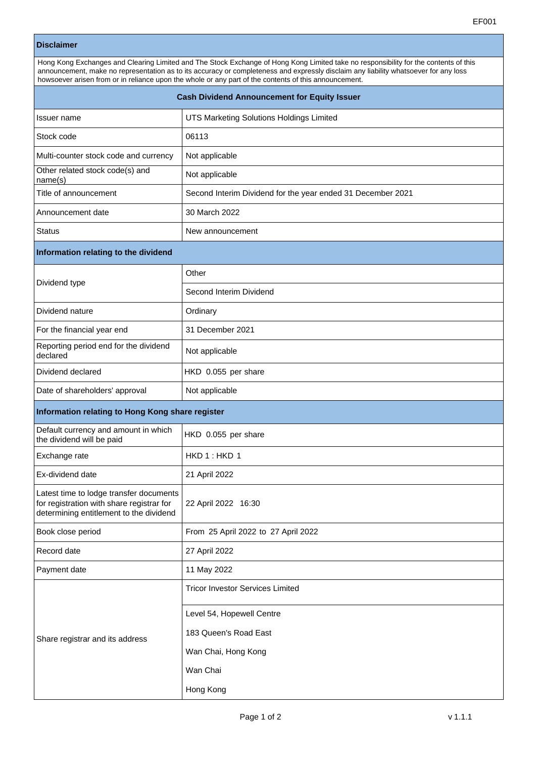EF001

| **Disclaimer** | |
|---|---|
| Hong Kong Exchanges and Clearing Limited and The Stock Exchange of Hong Kong Limited take no responsibility for the contents of this announcement, make no representation as to its accuracy or completeness and expressly disclaim any liability whatsoever for any loss howsoever arisen from or in reliance upon the whole or any part of the contents of this announcement. | |

| **Cash Dividend Announcement for Equity Issuer** | |
|---|---|
| Issuer name | UTS Marketing Solutions Holdings Limited |
| Stock code | 06113 |
| Multi-counter stock code and currency | Not applicable |
| Other related stock code(s) and name(s) | Not applicable |
| Title of announcement | Second Interim Dividend for the year ended 31 December 2021 |
| Announcement date | 30 March 2022 |
| Status | New announcement |
| **Information relating to the dividend** | |
| Dividend type | Other |
| | Second Interim Dividend |
| Dividend nature | Ordinary |
| For the financial year end | 31 December 2021 |
| Reporting period end for the dividend declared | Not applicable |
| Dividend declared | HKD 0.055 per share |
| Date of shareholders' approval | Not applicable |
| **Information relating to Hong Kong share register** | |
| Default currency and amount in which the dividend will be paid | HKD 0.055 per share |
| Exchange rate | HKD 1 : HKD 1 |
| Ex-dividend date | 21 April 2022 |
| Latest time to lodge transfer documents for registration with share registrar for determining entitlement to the dividend | 22 April 2022 16:30 |
| Book close period | From 25 April 2022 to 27 April 2022 |
| Record date | 27 April 2022 |
| Payment date | 11 May 2022 |
| Share registrar and its address | Tricor Investor Services Limited |
| | Level 54, Hopewell Centre<br>183 Queen's Road East<br>Wan Chai, Hong Kong<br>Wan Chai<br>Hong Kong |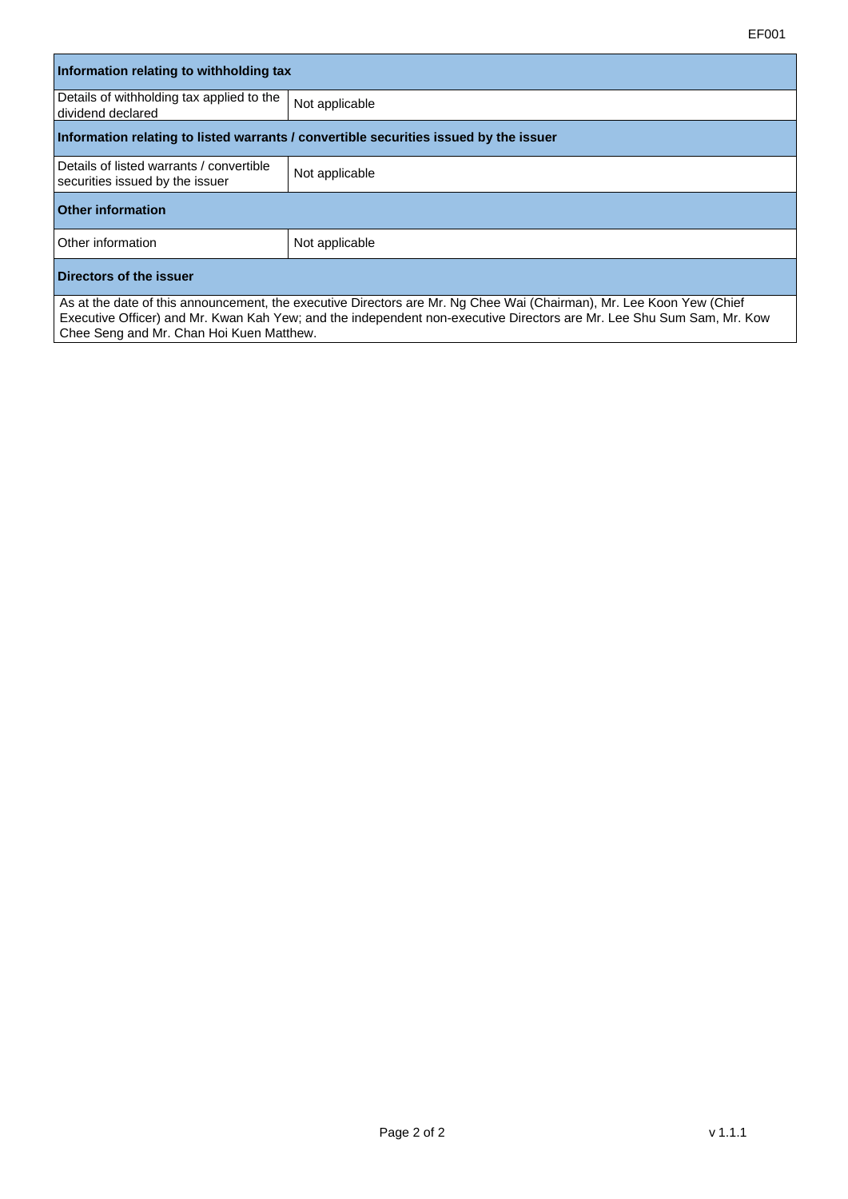| Information relating to withholding tax | |
|---|---|
| Details of withholding tax applied to the dividend declared | Not applicable |
| **Information relating to listed warrants / convertible securities issued by the issuer** | |
| Details of listed warrants / convertible securities issued by the issuer | Not applicable |
| **Other information** | |
| Other information | Not applicable |
| **Directors of the issuer** | |
| As at the date of this announcement, the executive Directors are Mr. Ng Chee Wai (Chairman), Mr. Lee Koon Yew (Chief Executive Officer) and Mr. Kwan Kah Yew; and the independent non-executive Directors are Mr. Lee Shu Sum Sam, Mr. Kow Chee Seng and Mr. Chan Hoi Kuen Matthew. | |